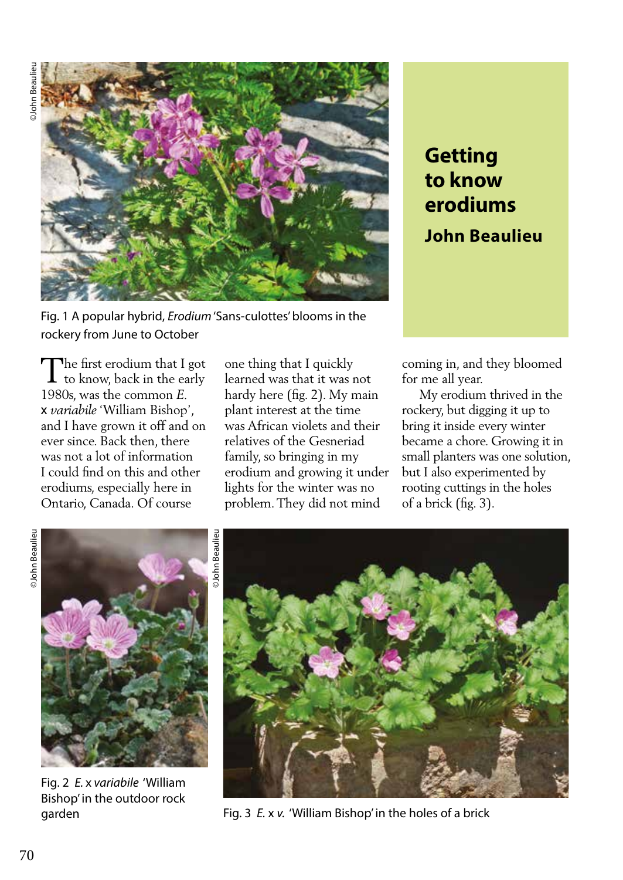# Getting to know erodiums

**John Beaulieu**

Fig. 1 A popular hybrid, *Erodium* 'Sans-culottes' blooms in the rockery from June to October

The first erodium that I got to know, back in the early 1980s, was the common *E.* x *variabile* 'William Bishop', and I have grown it off and on ever since. Back then, there was not a lot of information I could find on this and other erodiums, especially here in Ontario, Canada. Of course one thing that I quickly learned was that it was not hardy here (fig. 2). My main plant interest at the time was African violets and their relatives of the Gesneriad family, so bringing in my erodium and growing it under lights for the winter was no problem. They did not mind coming in, and they bloomed for me all year.

My erodium thrived in the rockery, but digging it up to bring it inside every winter became a chore. Growing it in small planters was one solution, but I also experimented by rooting cuttings in the holes of a brick (fig. 3).

Fig. 2 *E.* x *variabile* 'William Bishop' in the outdoor rock garden

Fig. 3 *E.* x *v.* 'William Bishop' in the holes of a brick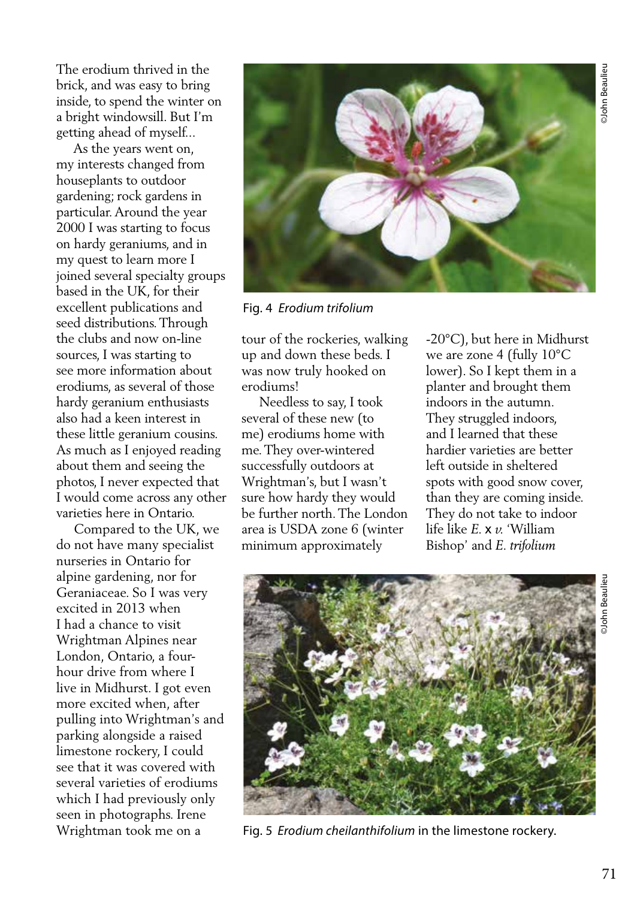The erodium thrived in the brick, and was easy to bring inside, to spend the winter on a bright windowsill. But I'm getting ahead of myself...

As the years went on, my interests changed from houseplants to outdoor gardening; rock gardens in particular. Around the year 2000 I was starting to focus on hardy geraniums, and in my quest to learn more I joined several specialty groups based in the UK, for their excellent publications and seed distributions. Through the clubs and now on-line sources, I was starting to see more information about erodiums, as several of those hardy geranium enthusiasts also had a keen interest in these little geranium cousins. As much as I enjoyed reading about them and seeing the photos, I never expected that I would come across any other varieties here in Ontario.

Compared to the UK, we do not have many specialist nurseries in Ontario for alpine gardening, nor for Geraniaceae. So I was very excited in 2013 when I had a chance to visit Wrightman Alpines near London, Ontario, a four-hour drive from where I live in Midhurst. I got even more excited when, after pulling into Wrightman's and parking alongside a raised limestone rockery, I could see that it was covered with several varieties of erodiums which I had previously only seen in photographs. Irene Wrightman took me on a tour of the rockeries, walking up and down these beds. I was now truly hooked on erodiums!

Fig. 4 *Erodium trifolium*

Needless to say, I took several of these new (to me) erodiums home with me. They over-wintered successfully outdoors at Wrightman's, but I wasn't sure how hardy they would be further north. The London area is USDA zone 6 (winter minimum approximately -20°C), but here in Midhurst we are zone 4 (fully 10°C lower). So I kept them in a planter and brought them indoors in the autumn. They struggled indoors, and I learned that these hardier varieties are better left outside in sheltered spots with good snow cover, than they are coming inside. They do not take to indoor life like *E.* x *v.* 'William Bishop' and *E. trifolium*

Fig. 5 *Erodium cheilanthifolium* in the limestone rockery.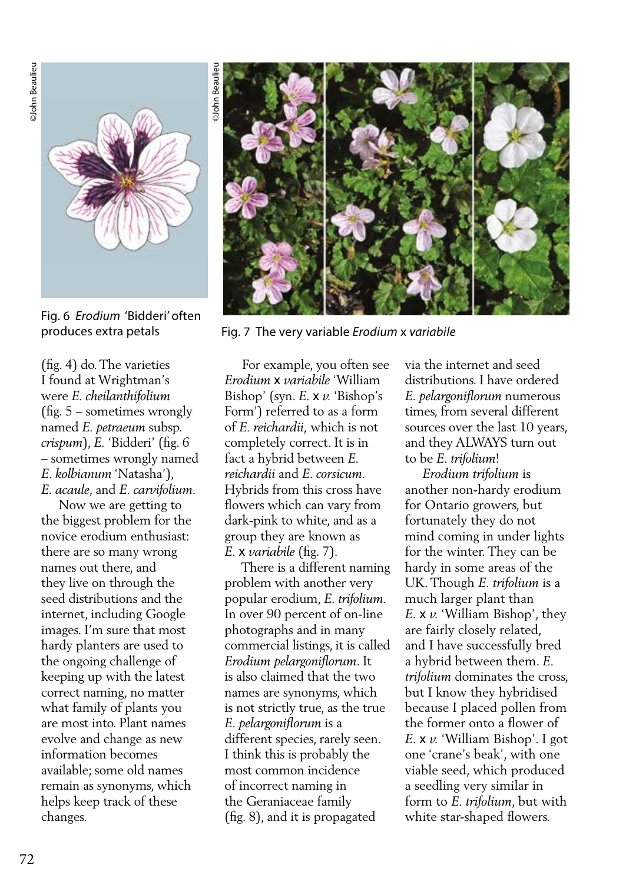Fig. 6 *Erodium* 'Bidderi' often produces extra petals

Fig. 7 The very variable *Erodium* x *variabile*

(fig. 4) do. The varieties I found at Wrightman's were *E. cheilanthifolium* (fig. 5 – sometimes wrongly named *E. petraeum* subsp. *crispum*), *E.* 'Bidderi' (fig. 6 – sometimes wrongly named *E. kolbianum* 'Natasha'), *E. acaule*, and *E. carvifolium*.

Now we are getting to the biggest problem for the novice erodium enthusiast: there are so many wrong names out there, and they live on through the seed distributions and the internet, including Google images. I'm sure that most hardy planters are used to the ongoing challenge of keeping up with the latest correct naming, no matter what family of plants you are most into. Plant names evolve and change as new information becomes available; some old names remain as synonyms, which helps keep track of these changes.

For example, you often see *Erodium* x *variabile* 'William Bishop' (syn. *E.* x *v.* 'Bishop's Form') referred to as a form of *E. reichardii*, which is not completely correct. It is in fact a hybrid between *E. reichardii* and *E. corsicum*. Hybrids from this cross have flowers which can vary from dark-pink to white, and as a group they are known as *E.* x *variabile* (fig. 7).

There is a different naming problem with another very popular erodium, *E. trifolium*. In over 90 percent of on-line photographs and in many commercial listings, it is called *Erodium pelargoniflorum*. It is also claimed that the two names are synonyms, which is not strictly true, as the true *E. pelargoniflorum* is a different species, rarely seen. I think this is probably the most common incidence of incorrect naming in the Geraniaceae family (fig. 8), and it is propagated via the internet and seed distributions. I have ordered *E. pelargoniflorum* numerous times, from several different sources over the last 10 years, and they ALWAYS turn out to be *E. trifolium*!

*Erodium trifolium* is another non-hardy erodium for Ontario growers, but fortunately they do not mind coming in under lights for the winter. They can be hardy in some areas of the UK. Though *E. trifolium* is a much larger plant than *E.* x *v.* 'William Bishop', they are fairly closely related, and I have successfully bred a hybrid between them. *E. trifolium* dominates the cross, but I know they hybridised because I placed pollen from the former onto a flower of *E.* x *v.* 'William Bishop'. I got one 'crane's beak', with one viable seed, which produced a seedling very similar in form to *E. trifolium*, but with white star-shaped flowers.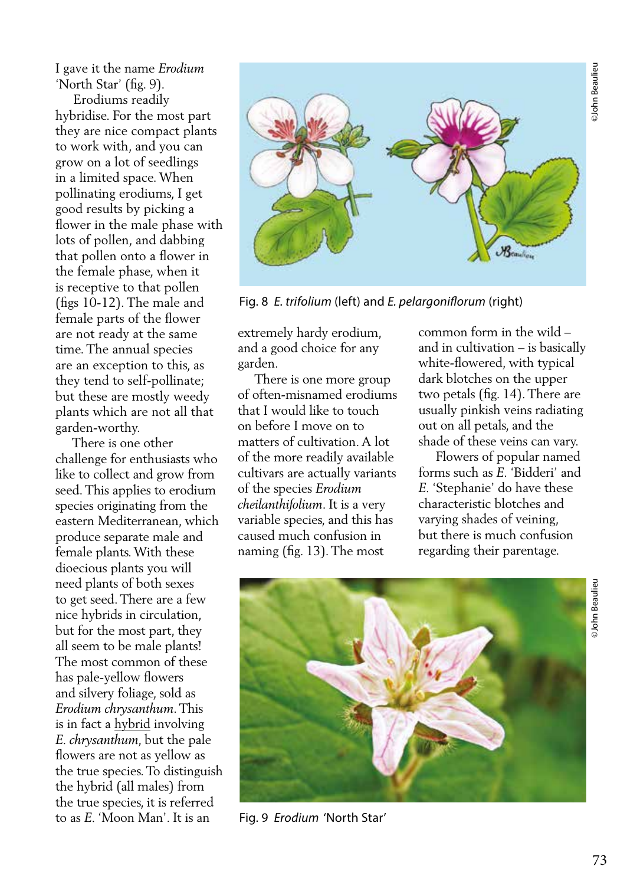I gave it the name *Erodium* 'North Star' (fig. 9).

Erodiums readily hybridise. For the most part they are nice compact plants to work with, and you can grow on a lot of seedlings in a limited space. When pollinating erodiums, I get good results by picking a flower in the male phase with lots of pollen, and dabbing that pollen onto a flower in the female phase, when it is receptive to that pollen (figs 10-12). The male and female parts of the flower are not ready at the same time. The annual species are an exception to this, as they tend to self-pollinate; but these are mostly weedy plants which are not all that garden-worthy.

There is one other challenge for enthusiasts who like to collect and grow from seed. This applies to erodium species originating from the eastern Mediterranean, which produce separate male and female plants. With these dioecious plants you will need plants of both sexes to get seed. There are a few nice hybrids in circulation, but for the most part, they all seem to be male plants! The most common of these has pale-yellow flowers and silvery foliage, sold as *Erodium chrysanthum*. This is in fact a <u>hybrid</u> involving *E. chrysanthum*, but the pale flowers are not as yellow as the true species. To distinguish the hybrid (all males) from the true species, it is referred to as *E.* 'Moon Man'. It is an extremely hardy erodium, and a good choice for any garden.

Fig. 8 *E. trifolium* (left) and *E. pelargoniflorum* (right)

There is one more group of often-misnamed erodiums that I would like to touch on before I move on to matters of cultivation. A lot of the more readily available cultivars are actually variants of the species *Erodium cheilanthifolium*. It is a very variable species, and this has caused much confusion in naming (fig. 13). The most common form in the wild – and in cultivation – is basically white-flowered, with typical dark blotches on the upper two petals (fig. 14). There are usually pinkish veins radiating out on all petals, and the shade of these veins can vary.

Flowers of popular named forms such as *E.* 'Bidderi' and *E.* 'Stephanie' do have these characteristic blotches and varying shades of veining, but there is much confusion regarding their parentage.

Fig. 9 *Erodium* 'North Star'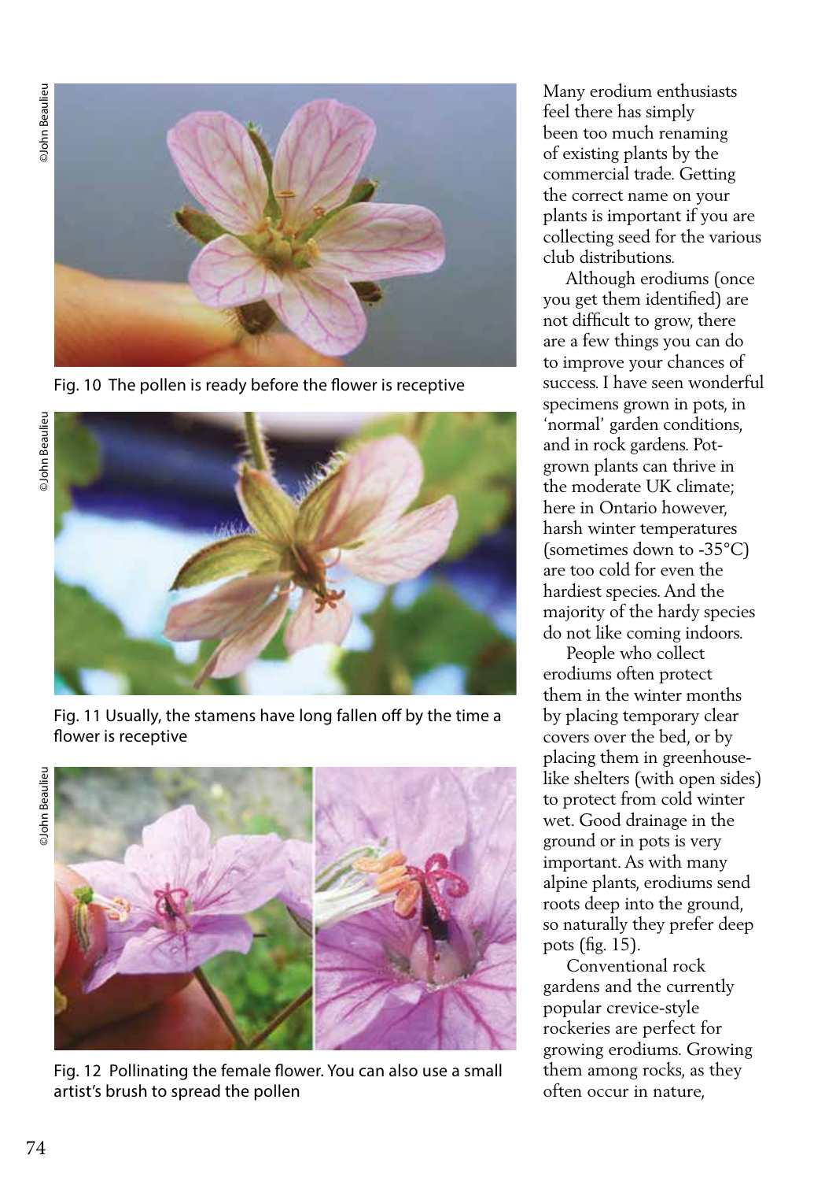Fig. 10 The pollen is ready before the flower is receptive

Fig. 11 Usually, the stamens have long fallen off by the time a flower is receptive

Fig. 12 Pollinating the female flower. You can also use a small artist's brush to spread the pollen

Many erodium enthusiasts feel there has simply been too much renaming of existing plants by the commercial trade. Getting the correct name on your plants is important if you are collecting seed for the various club distributions.

Although erodiums (once you get them identified) are not difficult to grow, there are a few things you can do to improve your chances of success. I have seen wonderful specimens grown in pots, in 'normal' garden conditions, and in rock gardens. Pot-grown plants can thrive in the moderate UK climate; here in Ontario however, harsh winter temperatures (sometimes down to -35°C) are too cold for even the hardiest species. And the majority of the hardy species do not like coming indoors.

People who collect erodiums often protect them in the winter months by placing temporary clear covers over the bed, or by placing them in greenhouse-like shelters (with open sides) to protect from cold winter wet. Good drainage in the ground or in pots is very important. As with many alpine plants, erodiums send roots deep into the ground, so naturally they prefer deep pots (fig. 15).

Conventional rock gardens and the currently popular crevice-style rockeries are perfect for growing erodiums. Growing them among rocks, as they often occur in nature,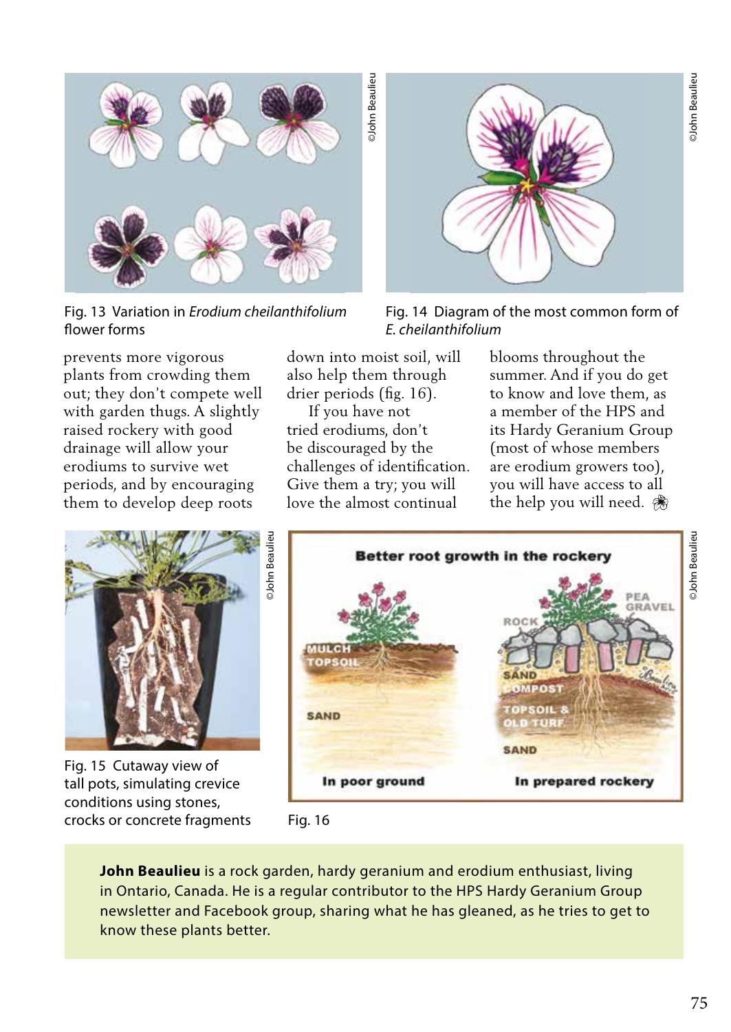Fig. 13 Variation in *Erodium cheilanthifolium* flower forms

Fig. 14 Diagram of the most common form of *E. cheilanthifolium*

prevents more vigorous plants from crowding them out; they don't compete well with garden thugs. A slightly raised rockery with good drainage will allow your erodiums to survive wet periods, and by encouraging them to develop deep roots down into moist soil, will also help them through drier periods (fig. 16).

If you have not tried erodiums, don't be discouraged by the challenges of identification. Give them a try; you will love the almost continual blooms throughout the summer. And if you do get to know and love them, as a member of the HPS and its Hardy Geranium Group (most of whose members are erodium growers too), you will have access to all the help you will need.

Fig. 15 Cutaway view of tall pots, simulating crevice conditions using stones, crocks or concrete fragments

Better root growth in the rockery

MULCH
TOPSOIL
SAND
In poor ground

ROCK
PEA GRAVEL
SAND
COMPOST
TOPSOIL & OLD TURF
SAND
In prepared rockery

Fig. 16

**John Beaulieu** is a rock garden, hardy geranium and erodium enthusiast, living in Ontario, Canada. He is a regular contributor to the HPS Hardy Geranium Group newsletter and Facebook group, sharing what he has gleaned, as he tries to get to know these plants better.